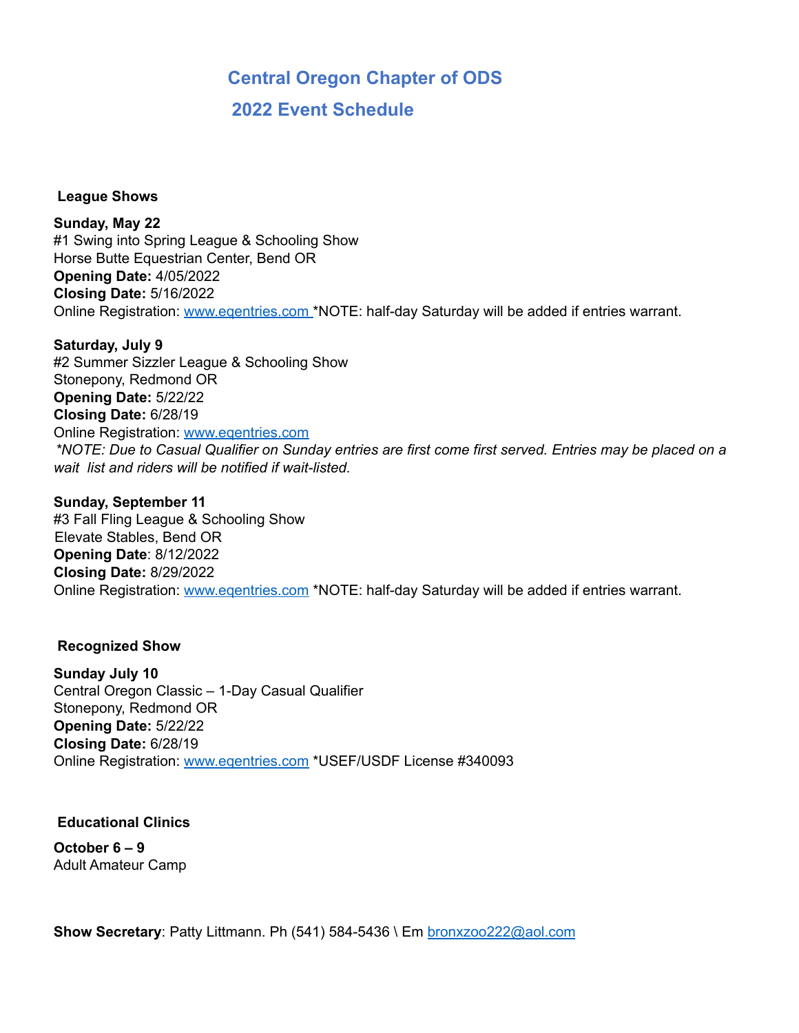# Central Oregon Chapter of ODS

## 2022 Event Schedule

### League Shows

**Sunday, May 22**
#1 Swing into Spring League & Schooling Show
Horse Butte Equestrian Center, Bend OR
**Opening Date:** 4/05/2022
**Closing Date:** 5/16/2022
Online Registration: www.eqentries.com *NOTE: half-day Saturday will be added if entries warrant.

**Saturday, July 9**
#2 Summer Sizzler League & Schooling Show
Stonepony, Redmond OR
**Opening Date:** 5/22/22
**Closing Date:** 6/28/19
Online Registration: www.eqentries.com
*\*NOTE: Due to Casual Qualifier on Sunday entries are first come first served. Entries may be placed on a wait list and riders will be notified if wait-listed.*

**Sunday, September 11**
#3 Fall Fling League & Schooling Show
Elevate Stables, Bend OR
**Opening Date**: 8/12/2022
**Closing Date:** 8/29/2022
Online Registration: www.eqentries.com *NOTE: half-day Saturday will be added if entries warrant.

### Recognized Show

**Sunday July 10**
Central Oregon Classic – 1-Day Casual Qualifier
Stonepony, Redmond OR
**Opening Date:** 5/22/22
**Closing Date:** 6/28/19
Online Registration: www.eqentries.com *USEF/USDF License #340093

### Educational Clinics

**October 6 – 9**
Adult Amateur Camp

**Show Secretary**: Patty Littmann. Ph (541) 584-5436 \ Em bronxzoo222@aol.com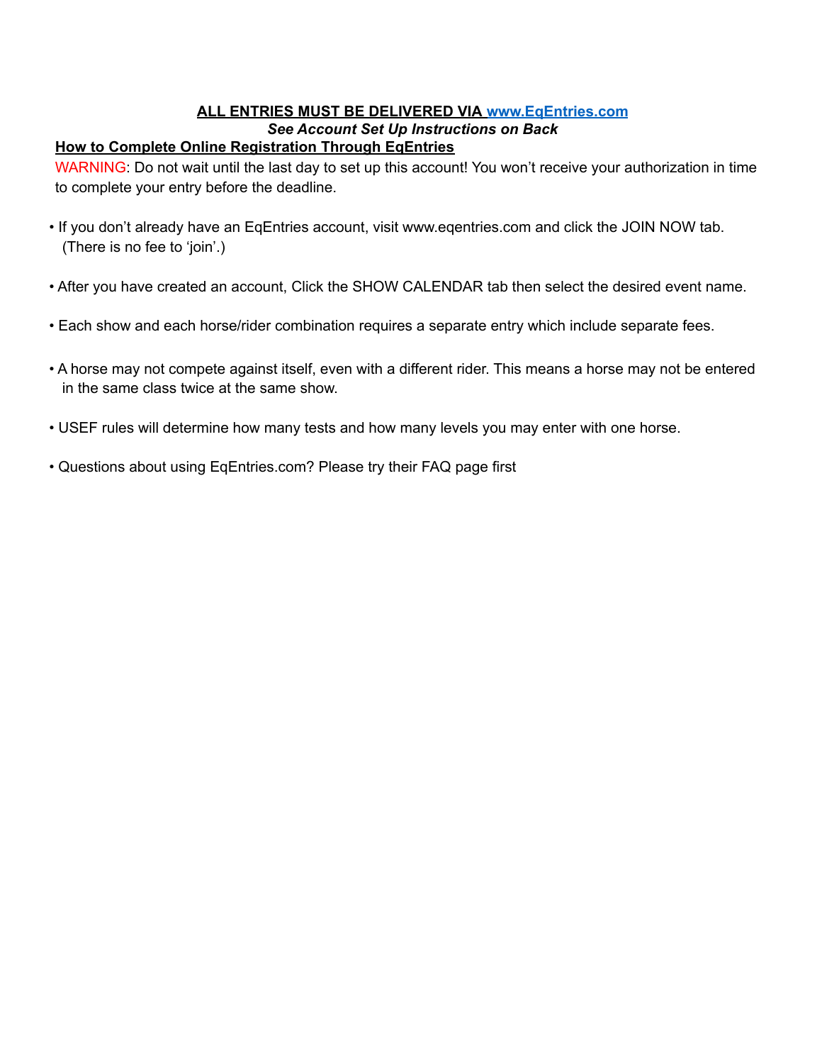**ALL ENTRIES MUST BE DELIVERED VIA [www.EqEntries.com](http://www.EqEntries.com)**

***See Account Set Up Instructions on Back***

**How to Complete Online Registration Through EqEntries**

WARNING: Do not wait until the last day to set up this account! You won't receive your authorization in time to complete your entry before the deadline.

- If you don't already have an EqEntries account, visit www.eqentries.com and click the JOIN NOW tab. (There is no fee to 'join'.)
- After you have created an account, Click the SHOW CALENDAR tab then select the desired event name.
- Each show and each horse/rider combination requires a separate entry which include separate fees.
- A horse may not compete against itself, even with a different rider. This means a horse may not be entered in the same class twice at the same show.
- USEF rules will determine how many tests and how many levels you may enter with one horse.
- Questions about using EqEntries.com? Please try their FAQ page first